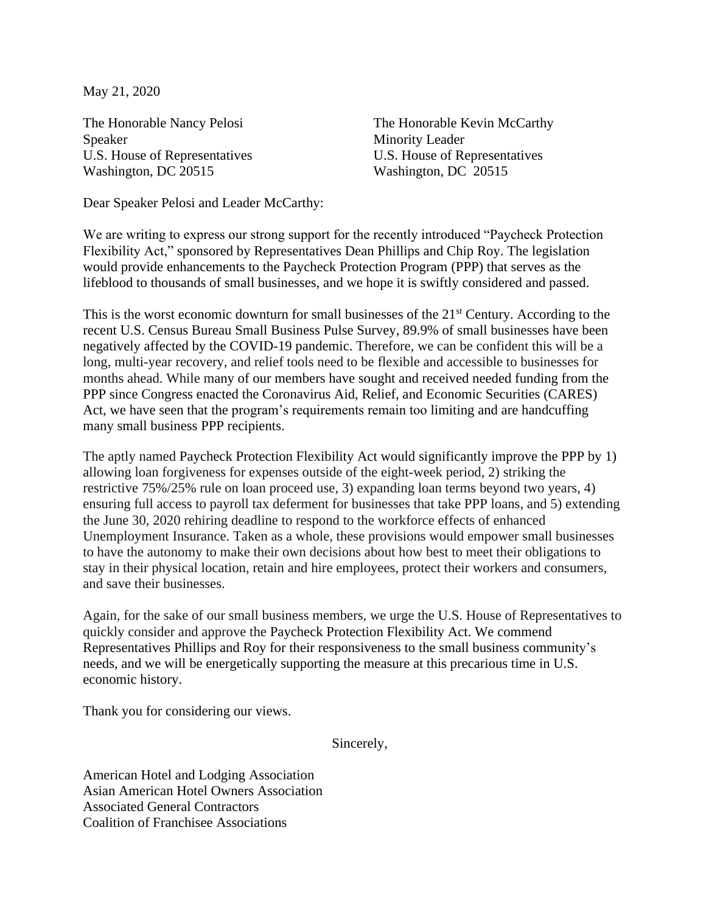May 21, 2020

The Honorable Nancy Pelosi
Speaker
U.S. House of Representatives
Washington, DC 20515

The Honorable Kevin McCarthy
Minority Leader
U.S. House of Representatives
Washington, DC 20515

Dear Speaker Pelosi and Leader McCarthy:

We are writing to express our strong support for the recently introduced "Paycheck Protection Flexibility Act," sponsored by Representatives Dean Phillips and Chip Roy. The legislation would provide enhancements to the Paycheck Protection Program (PPP) that serves as the lifeblood to thousands of small businesses, and we hope it is swiftly considered and passed.

This is the worst economic downturn for small businesses of the 21st Century. According to the recent U.S. Census Bureau Small Business Pulse Survey, 89.9% of small businesses have been negatively affected by the COVID-19 pandemic. Therefore, we can be confident this will be a long, multi-year recovery, and relief tools need to be flexible and accessible to businesses for months ahead. While many of our members have sought and received needed funding from the PPP since Congress enacted the Coronavirus Aid, Relief, and Economic Securities (CARES) Act, we have seen that the program's requirements remain too limiting and are handcuffing many small business PPP recipients.

The aptly named Paycheck Protection Flexibility Act would significantly improve the PPP by 1) allowing loan forgiveness for expenses outside of the eight-week period, 2) striking the restrictive 75%/25% rule on loan proceed use, 3) expanding loan terms beyond two years, 4) ensuring full access to payroll tax deferment for businesses that take PPP loans, and 5) extending the June 30, 2020 rehiring deadline to respond to the workforce effects of enhanced Unemployment Insurance. Taken as a whole, these provisions would empower small businesses to have the autonomy to make their own decisions about how best to meet their obligations to stay in their physical location, retain and hire employees, protect their workers and consumers, and save their businesses.

Again, for the sake of our small business members, we urge the U.S. House of Representatives to quickly consider and approve the Paycheck Protection Flexibility Act. We commend Representatives Phillips and Roy for their responsiveness to the small business community's needs, and we will be energetically supporting the measure at this precarious time in U.S. economic history.

Thank you for considering our views.

Sincerely,

American Hotel and Lodging Association
Asian American Hotel Owners Association
Associated General Contractors
Coalition of Franchisee Associations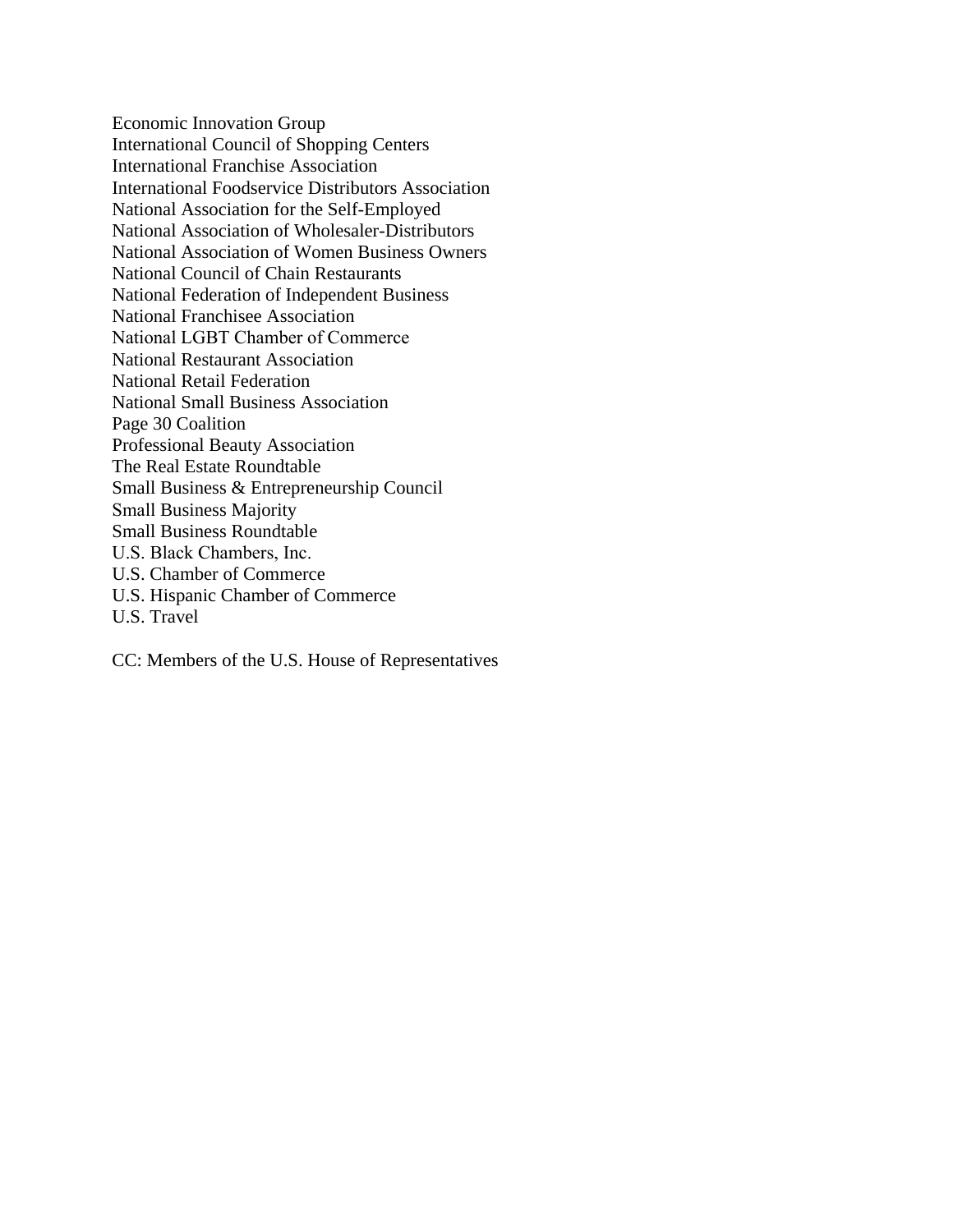Economic Innovation Group
International Council of Shopping Centers
International Franchise Association
International Foodservice Distributors Association
National Association for the Self-Employed
National Association of Wholesaler-Distributors
National Association of Women Business Owners
National Council of Chain Restaurants
National Federation of Independent Business
National Franchisee Association
National LGBT Chamber of Commerce
National Restaurant Association
National Retail Federation
National Small Business Association
Page 30 Coalition
Professional Beauty Association
The Real Estate Roundtable
Small Business & Entrepreneurship Council
Small Business Majority
Small Business Roundtable
U.S. Black Chambers, Inc.
U.S. Chamber of Commerce
U.S. Hispanic Chamber of Commerce
U.S. Travel

CC: Members of the U.S. House of Representatives